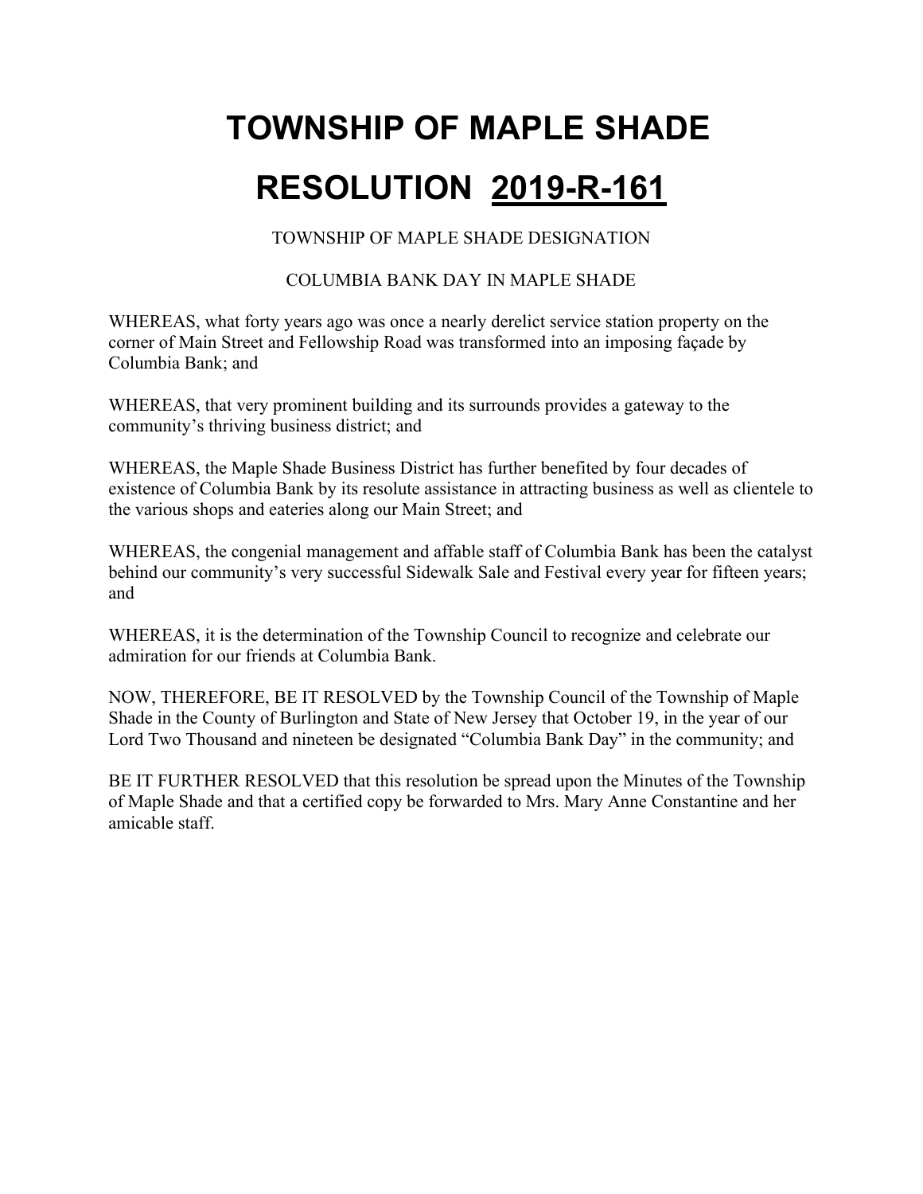# TOWNSHIP OF MAPLE SHADE

# RESOLUTION 2019-R-161

TOWNSHIP OF MAPLE SHADE DESIGNATION

COLUMBIA BANK DAY IN MAPLE SHADE

WHEREAS, what forty years ago was once a nearly derelict service station property on the corner of Main Street and Fellowship Road was transformed into an imposing façade by Columbia Bank; and

WHEREAS, that very prominent building and its surrounds provides a gateway to the community's thriving business district; and

WHEREAS, the Maple Shade Business District has further benefited by four decades of existence of Columbia Bank by its resolute assistance in attracting business as well as clientele to the various shops and eateries along our Main Street; and

WHEREAS, the congenial management and affable staff of Columbia Bank has been the catalyst behind our community's very successful Sidewalk Sale and Festival every year for fifteen years; and

WHEREAS, it is the determination of the Township Council to recognize and celebrate our admiration for our friends at Columbia Bank.

NOW, THEREFORE, BE IT RESOLVED by the Township Council of the Township of Maple Shade in the County of Burlington and State of New Jersey that October 19, in the year of our Lord Two Thousand and nineteen be designated "Columbia Bank Day" in the community; and

BE IT FURTHER RESOLVED that this resolution be spread upon the Minutes of the Township of Maple Shade and that a certified copy be forwarded to Mrs. Mary Anne Constantine and her amicable staff.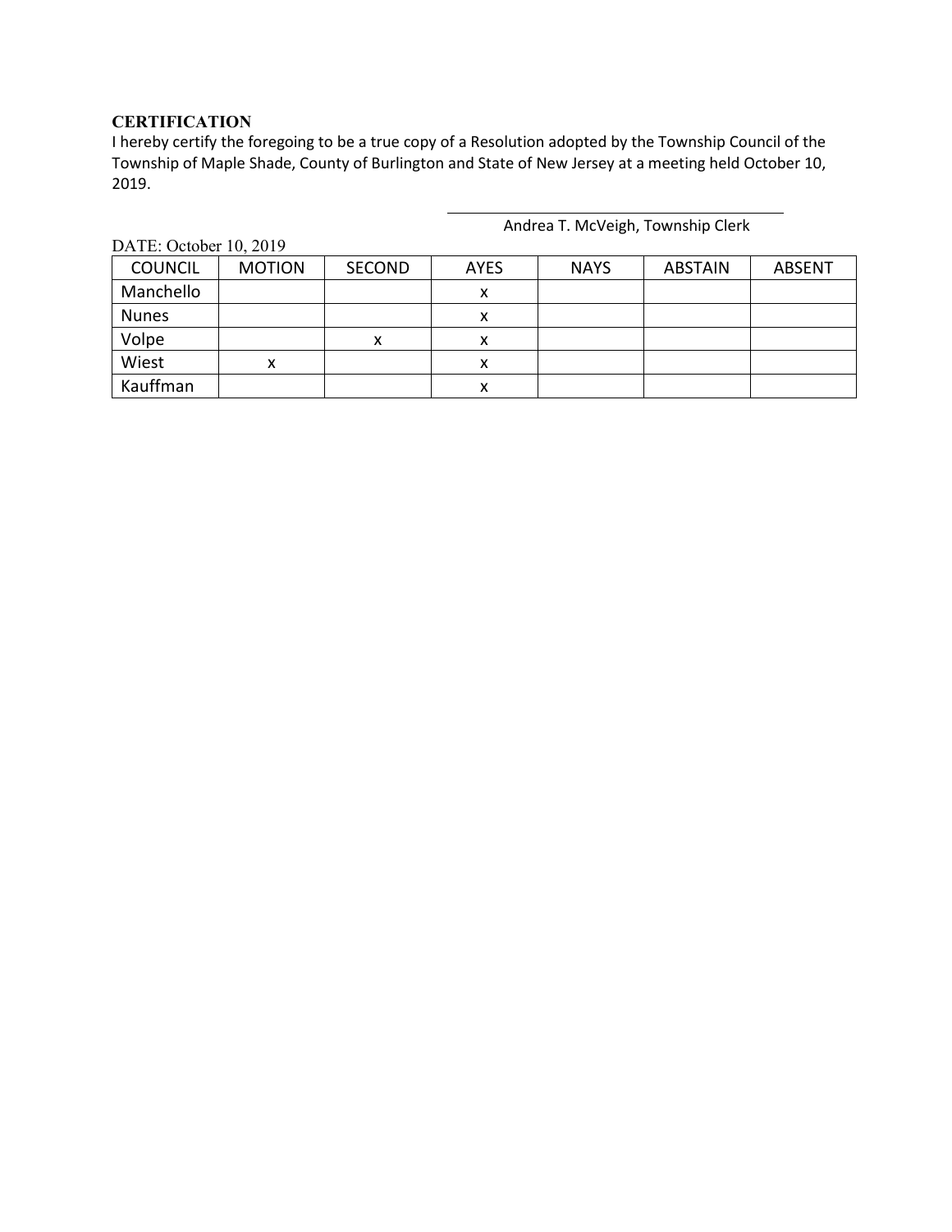**CERTIFICATION**

I hereby certify the foregoing to be a true copy of a Resolution adopted by the Township Council of the Township of Maple Shade, County of Burlington and State of New Jersey at a meeting held October 10, 2019.

Andrea T. McVeigh, Township Clerk

DATE: October 10, 2019

| COUNCIL | MOTION | SECOND | AYES | NAYS | ABSTAIN | ABSENT |
|---|---|---|---|---|---|---|
| Manchello | | | x | | | |
| Nunes | | | x | | | |
| Volpe | | x | x | | | |
| Wiest | x | | x | | | |
| Kauffman | | | x | | | |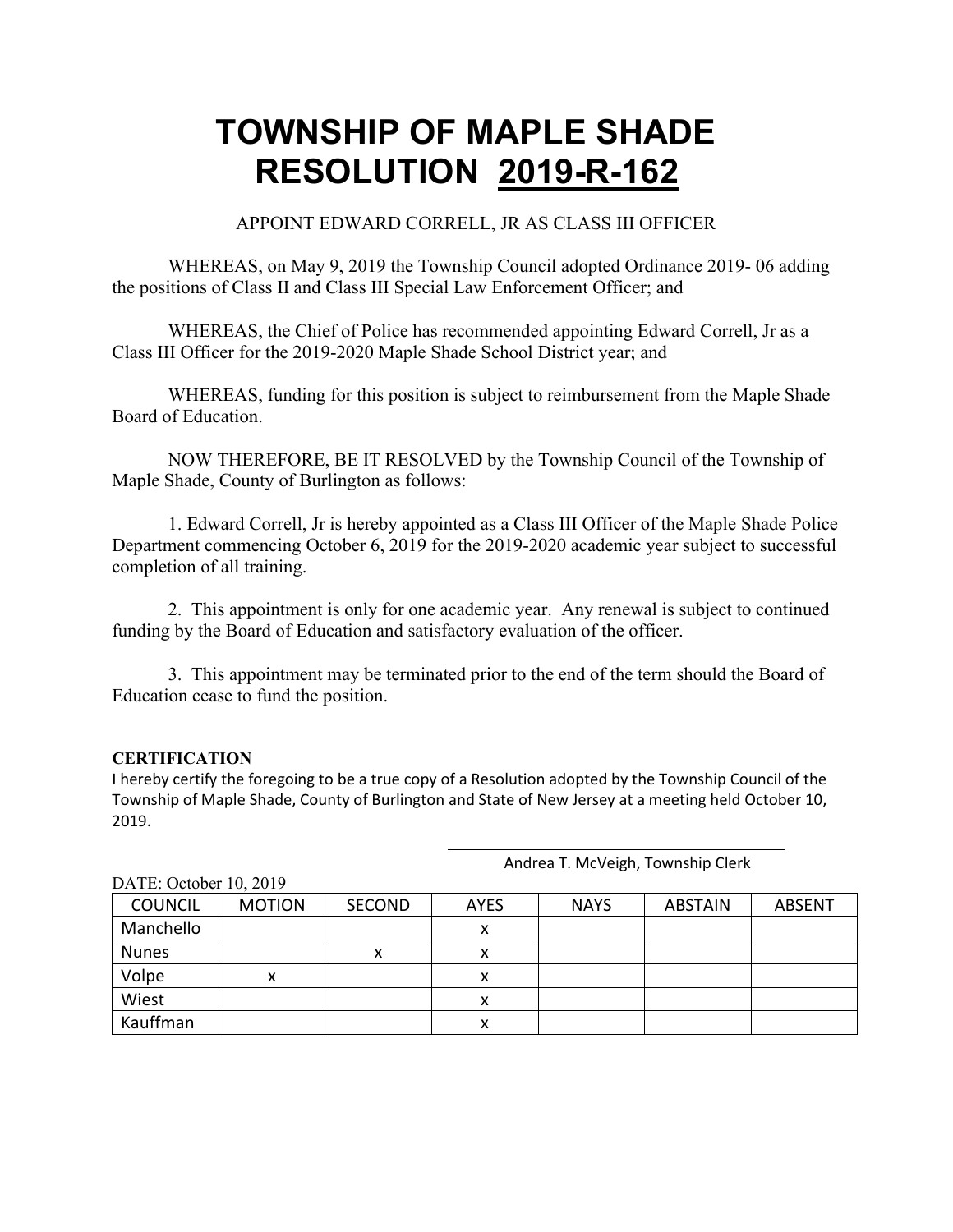# TOWNSHIP OF MAPLE SHADE
# RESOLUTION 2019-R-162

APPOINT EDWARD CORRELL, JR AS CLASS III OFFICER

WHEREAS, on May 9, 2019 the Township Council adopted Ordinance 2019- 06 adding the positions of Class II and Class III Special Law Enforcement Officer; and

WHEREAS, the Chief of Police has recommended appointing Edward Correll, Jr as a Class III Officer for the 2019-2020 Maple Shade School District year; and

WHEREAS, funding for this position is subject to reimbursement from the Maple Shade Board of Education.

NOW THEREFORE, BE IT RESOLVED by the Township Council of the Township of Maple Shade, County of Burlington as follows:

1. Edward Correll, Jr is hereby appointed as a Class III Officer of the Maple Shade Police Department commencing October 6, 2019 for the 2019-2020 academic year subject to successful completion of all training.

2. This appointment is only for one academic year. Any renewal is subject to continued funding by the Board of Education and satisfactory evaluation of the officer.

3. This appointment may be terminated prior to the end of the term should the Board of Education cease to fund the position.

**CERTIFICATION**

I hereby certify the foregoing to be a true copy of a Resolution adopted by the Township Council of the Township of Maple Shade, County of Burlington and State of New Jersey at a meeting held October 10, 2019.

Andrea T. McVeigh, Township Clerk

DATE: October 10, 2019

| COUNCIL | MOTION | SECOND | AYES | NAYS | ABSTAIN | ABSENT |
|---|---|---|---|---|---|---|
| Manchello | | | x | | | |
| Nunes | | x | x | | | |
| Volpe | x | | x | | | |
| Wiest | | | x | | | |
| Kauffman | | | x | | | |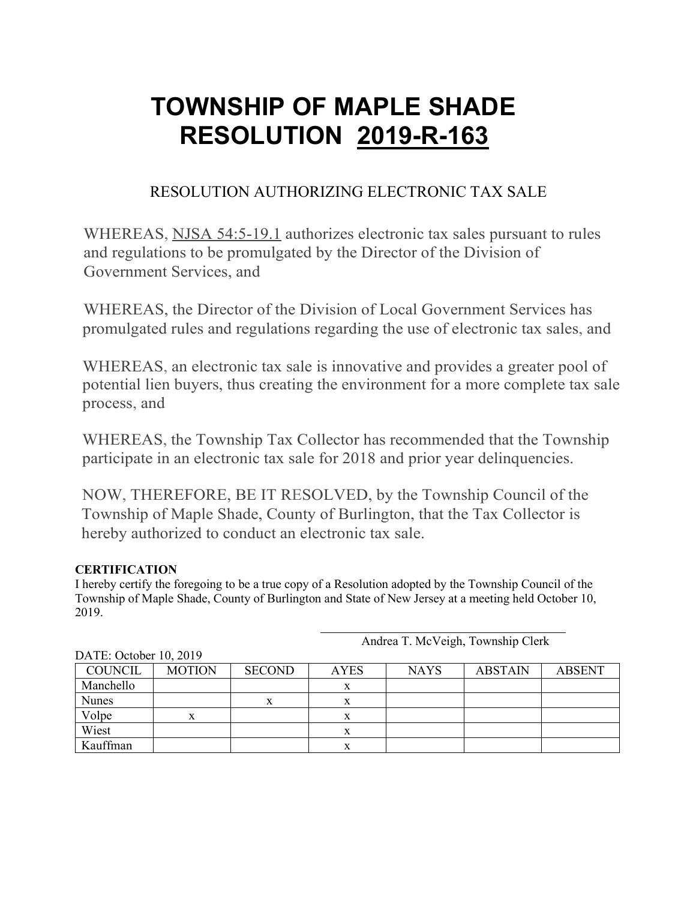# TOWNSHIP OF MAPLE SHADE
# RESOLUTION 2019-R-163

## RESOLUTION AUTHORIZING ELECTRONIC TAX SALE

WHEREAS, NJSA 54:5-19.1 authorizes electronic tax sales pursuant to rules and regulations to be promulgated by the Director of the Division of Government Services, and

WHEREAS, the Director of the Division of Local Government Services has promulgated rules and regulations regarding the use of electronic tax sales, and

WHEREAS, an electronic tax sale is innovative and provides a greater pool of potential lien buyers, thus creating the environment for a more complete tax sale process, and

WHEREAS, the Township Tax Collector has recommended that the Township participate in an electronic tax sale for 2018 and prior year delinquencies.

NOW, THEREFORE, BE IT RESOLVED, by the Township Council of the Township of Maple Shade, County of Burlington, that the Tax Collector is hereby authorized to conduct an electronic tax sale.

**CERTIFICATION**

I hereby certify the foregoing to be a true copy of a Resolution adopted by the Township Council of the Township of Maple Shade, County of Burlington and State of New Jersey at a meeting held October 10, 2019.

Andrea T. McVeigh, Township Clerk

DATE: October 10, 2019

| COUNCIL | MOTION | SECOND | AYES | NAYS | ABSTAIN | ABSENT |
|---|---|---|---|---|---|---|
| Manchello | | | x | | | |
| Nunes | | x | x | | | |
| Volpe | x | | x | | | |
| Wiest | | | x | | | |
| Kauffman | | | x | | | |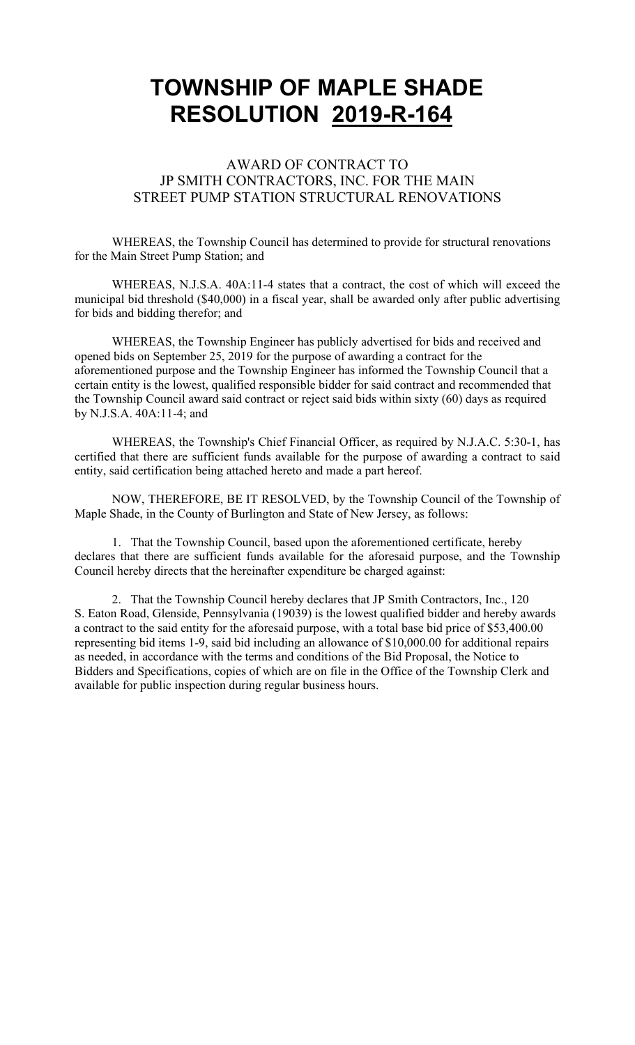# TOWNSHIP OF MAPLE SHADE
# RESOLUTION 2019-R-164

### AWARD OF CONTRACT TO JP SMITH CONTRACTORS, INC. FOR THE MAIN STREET PUMP STATION STRUCTURAL RENOVATIONS

WHEREAS, the Township Council has determined to provide for structural renovations for the Main Street Pump Station; and

WHEREAS, N.J.S.A. 40A:11-4 states that a contract, the cost of which will exceed the municipal bid threshold ($40,000) in a fiscal year, shall be awarded only after public advertising for bids and bidding therefor; and

WHEREAS, the Township Engineer has publicly advertised for bids and received and opened bids on September 25, 2019 for the purpose of awarding a contract for the aforementioned purpose and the Township Engineer has informed the Township Council that a certain entity is the lowest, qualified responsible bidder for said contract and recommended that the Township Council award said contract or reject said bids within sixty (60) days as required by N.J.S.A. 40A:11-4; and

WHEREAS, the Township's Chief Financial Officer, as required by N.J.A.C. 5:30-1, has certified that there are sufficient funds available for the purpose of awarding a contract to said entity, said certification being attached hereto and made a part hereof.

NOW, THEREFORE, BE IT RESOLVED, by the Township Council of the Township of Maple Shade, in the County of Burlington and State of New Jersey, as follows:

1. That the Township Council, based upon the aforementioned certificate, hereby declares that there are sufficient funds available for the aforesaid purpose, and the Township Council hereby directs that the hereinafter expenditure be charged against:

2. That the Township Council hereby declares that JP Smith Contractors, Inc., 120 S. Eaton Road, Glenside, Pennsylvania (19039) is the lowest qualified bidder and hereby awards a contract to the said entity for the aforesaid purpose, with a total base bid price of $53,400.00 representing bid items 1-9, said bid including an allowance of $10,000.00 for additional repairs as needed, in accordance with the terms and conditions of the Bid Proposal, the Notice to Bidders and Specifications, copies of which are on file in the Office of the Township Clerk and available for public inspection during regular business hours.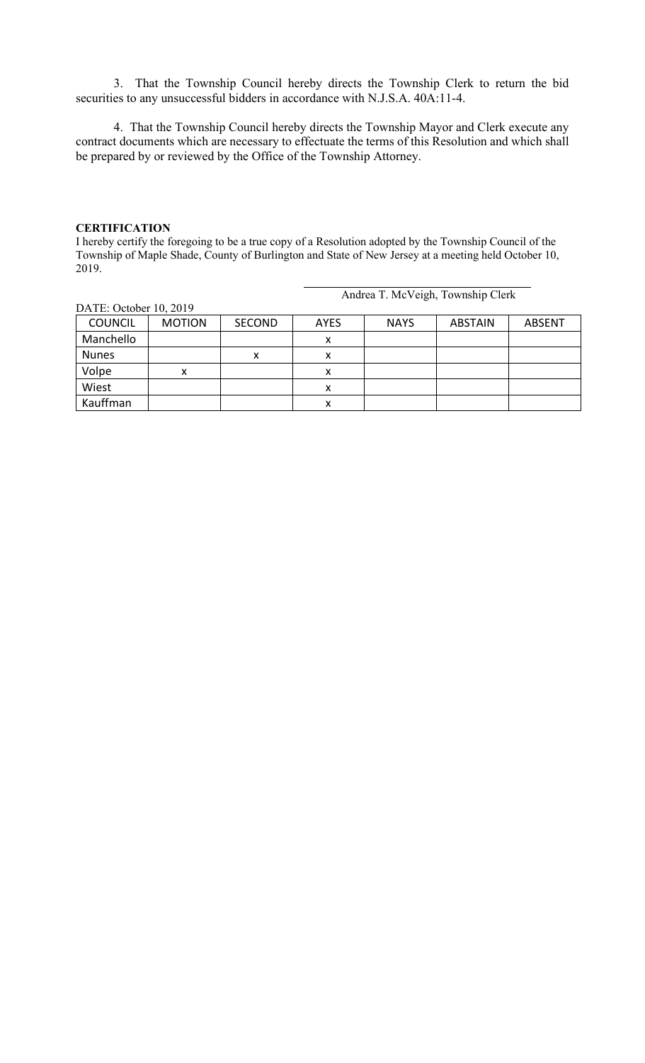3. That the Township Council hereby directs the Township Clerk to return the bid securities to any unsuccessful bidders in accordance with N.J.S.A. 40A:11-4.

4. That the Township Council hereby directs the Township Mayor and Clerk execute any contract documents which are necessary to effectuate the terms of this Resolution and which shall be prepared by or reviewed by the Office of the Township Attorney.

**CERTIFICATION**

I hereby certify the foregoing to be a true copy of a Resolution adopted by the Township Council of the Township of Maple Shade, County of Burlington and State of New Jersey at a meeting held October 10, 2019.

Andrea T. McVeigh, Township Clerk

DATE: October 10, 2019

| COUNCIL | MOTION | SECOND | AYES | NAYS | ABSTAIN | ABSENT |
|---|---|---|---|---|---|---|
| Manchello | | | x | | | |
| Nunes | | x | x | | | |
| Volpe | x | | x | | | |
| Wiest | | | x | | | |
| Kauffman | | | x | | | |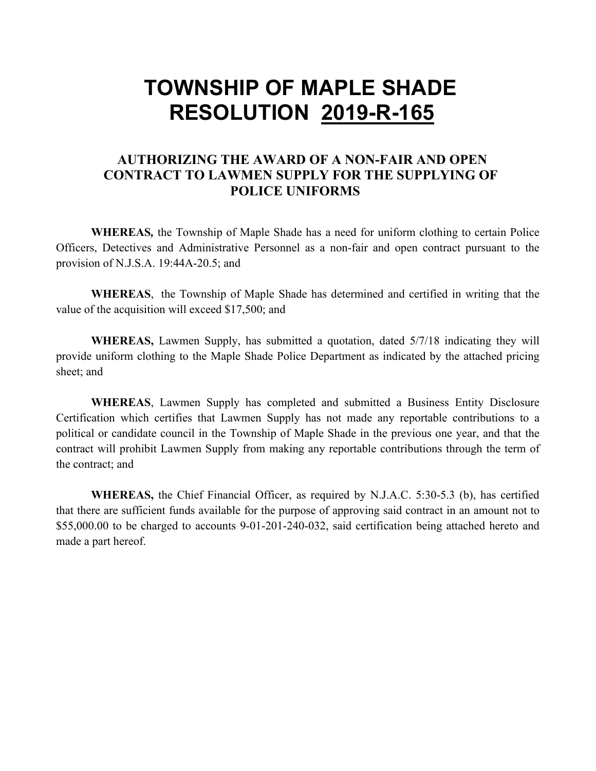# TOWNSHIP OF MAPLE SHADE
# RESOLUTION <u>2019-R-165</u>

## AUTHORIZING THE AWARD OF A NON-FAIR AND OPEN CONTRACT TO LAWMEN SUPPLY FOR THE SUPPLYING OF POLICE UNIFORMS

**WHEREAS,** the Township of Maple Shade has a need for uniform clothing to certain Police Officers, Detectives and Administrative Personnel as a non-fair and open contract pursuant to the provision of N.J.S.A. 19:44A-20.5; and

**WHEREAS**, the Township of Maple Shade has determined and certified in writing that the value of the acquisition will exceed $17,500; and

**WHEREAS,** Lawmen Supply, has submitted a quotation, dated 5/7/18 indicating they will provide uniform clothing to the Maple Shade Police Department as indicated by the attached pricing sheet; and

**WHEREAS**, Lawmen Supply has completed and submitted a Business Entity Disclosure Certification which certifies that Lawmen Supply has not made any reportable contributions to a political or candidate council in the Township of Maple Shade in the previous one year, and that the contract will prohibit Lawmen Supply from making any reportable contributions through the term of the contract; and

**WHEREAS,** the Chief Financial Officer, as required by N.J.A.C. 5:30-5.3 (b), has certified that there are sufficient funds available for the purpose of approving said contract in an amount not to $55,000.00 to be charged to accounts 9-01-201-240-032, said certification being attached hereto and made a part hereof.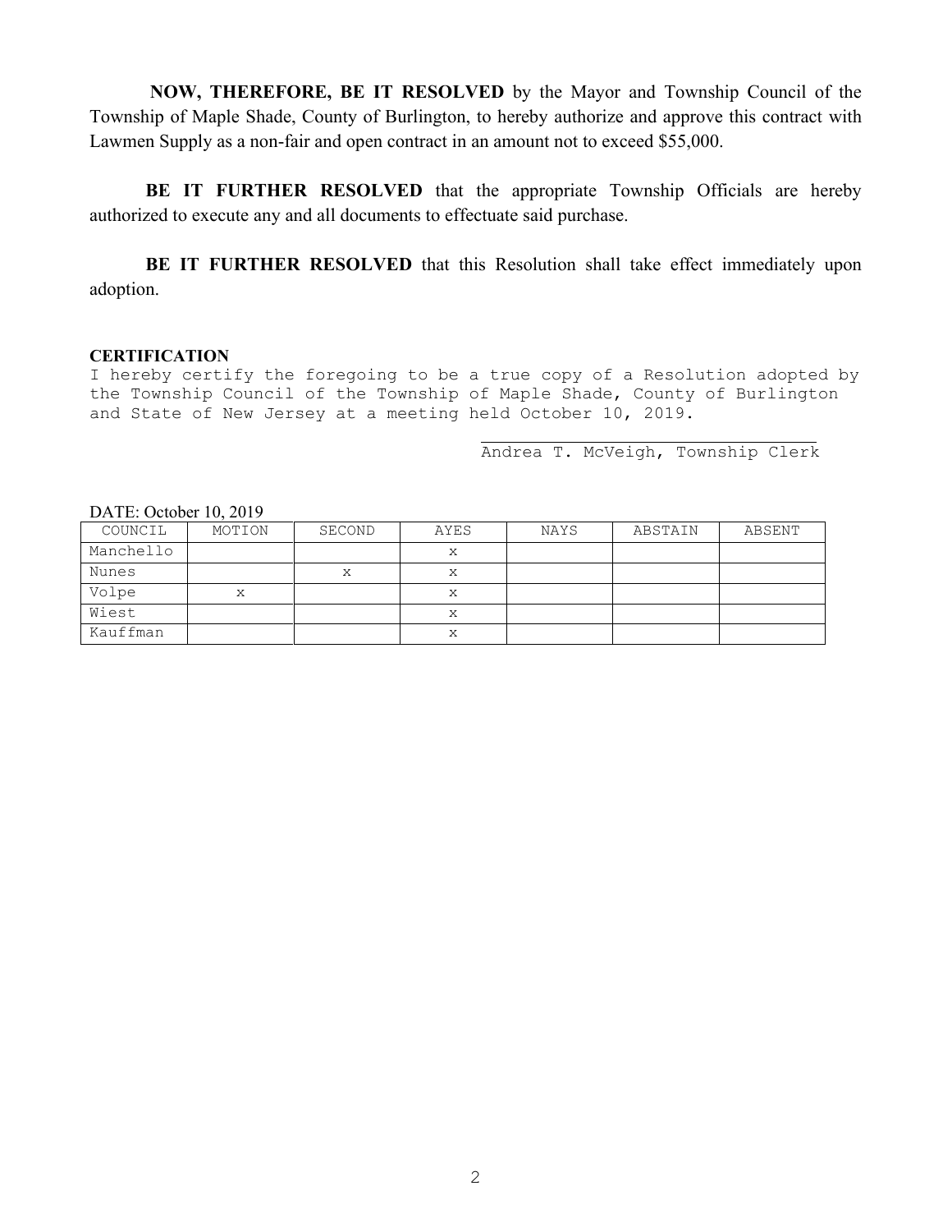**NOW, THEREFORE, BE IT RESOLVED** by the Mayor and Township Council of the Township of Maple Shade, County of Burlington, to hereby authorize and approve this contract with Lawmen Supply as a non-fair and open contract in an amount not to exceed $55,000.

**BE IT FURTHER RESOLVED** that the appropriate Township Officials are hereby authorized to execute any and all documents to effectuate said purchase.

**BE IT FURTHER RESOLVED** that this Resolution shall take effect immediately upon adoption.

**CERTIFICATION**

I hereby certify the foregoing to be a true copy of a Resolution adopted by the Township Council of the Township of Maple Shade, County of Burlington and State of New Jersey at a meeting held October 10, 2019.

Andrea T. McVeigh, Township Clerk

DATE: October 10, 2019

| COUNCIL | MOTION | SECOND | AYES | NAYS | ABSTAIN | ABSENT |
|---|---|---|---|---|---|---|
| Manchello | | | x | | | |
| Nunes | | x | x | | | |
| Volpe | x | | x | | | |
| Wiest | | | x | | | |
| Kauffman | | | x | | | |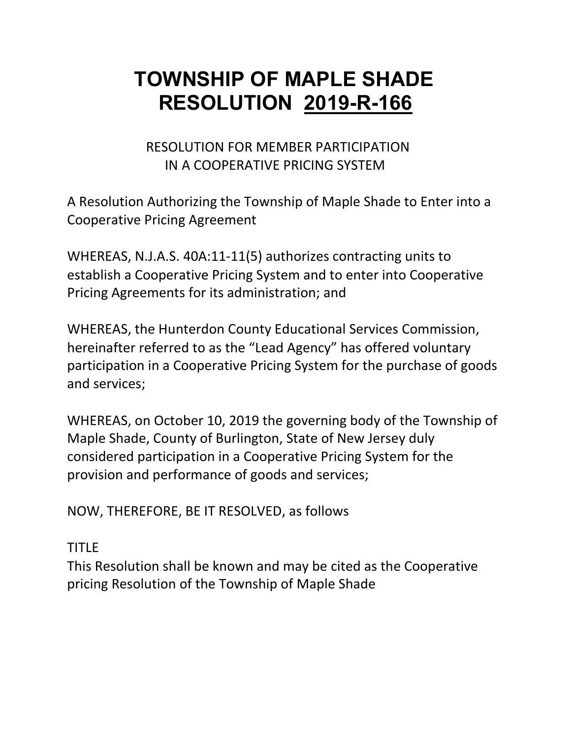# TOWNSHIP OF MAPLE SHADE
# RESOLUTION <u>2019-R-166</u>

RESOLUTION FOR MEMBER PARTICIPATION IN A COOPERATIVE PRICING SYSTEM

A Resolution Authorizing the Township of Maple Shade to Enter into a Cooperative Pricing Agreement

WHEREAS, N.J.A.S. 40A:11-11(5) authorizes contracting units to establish a Cooperative Pricing System and to enter into Cooperative Pricing Agreements for its administration; and

WHEREAS, the Hunterdon County Educational Services Commission, hereinafter referred to as the "Lead Agency" has offered voluntary participation in a Cooperative Pricing System for the purchase of goods and services;

WHEREAS, on October 10, 2019 the governing body of the Township of Maple Shade, County of Burlington, State of New Jersey duly considered participation in a Cooperative Pricing System for the provision and performance of goods and services;

NOW, THEREFORE, BE IT RESOLVED, as follows

TITLE

This Resolution shall be known and may be cited as the Cooperative pricing Resolution of the Township of Maple Shade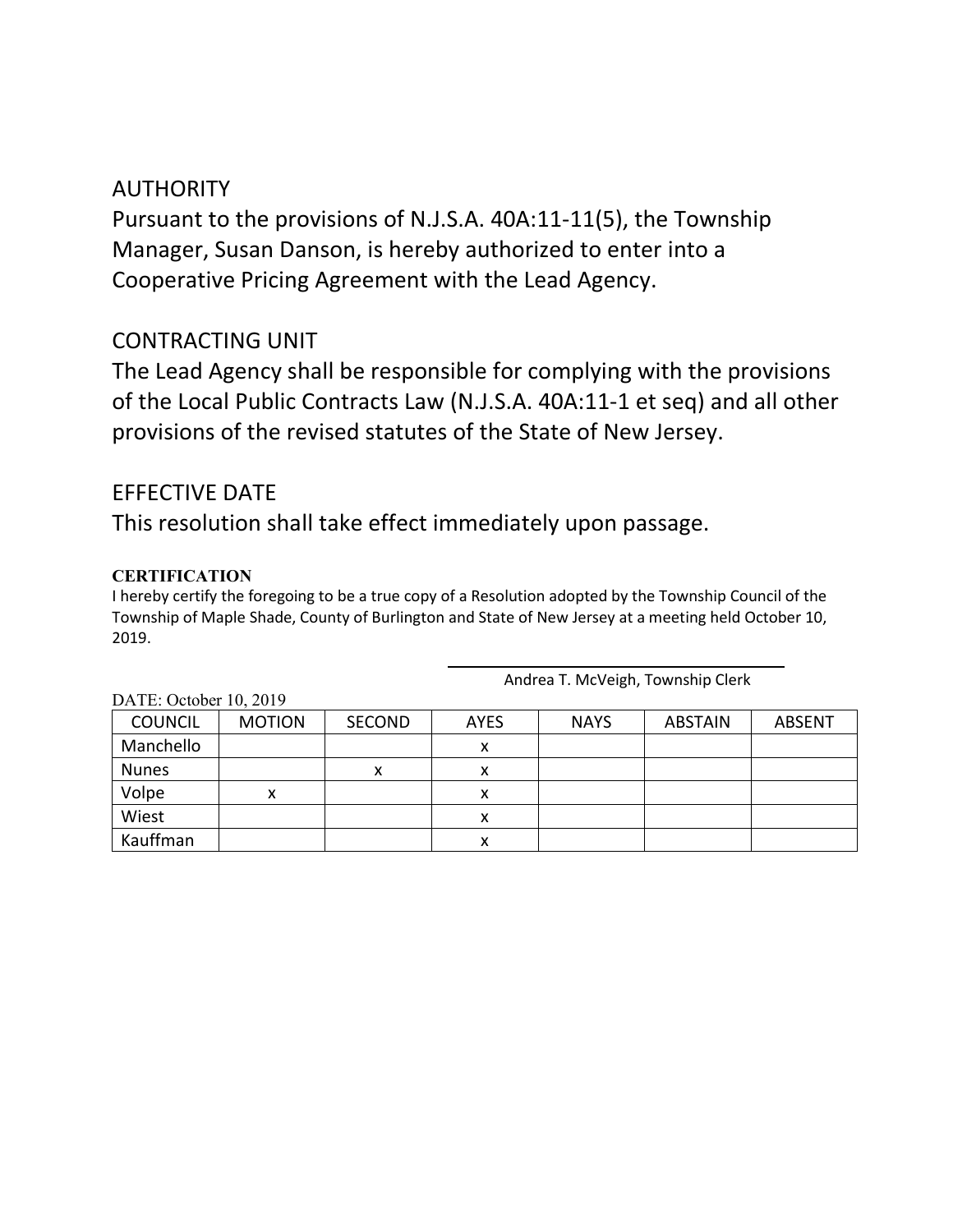## AUTHORITY

Pursuant to the provisions of N.J.S.A. 40A:11-11(5), the Township Manager, Susan Danson, is hereby authorized to enter into a Cooperative Pricing Agreement with the Lead Agency.

## CONTRACTING UNIT

The Lead Agency shall be responsible for complying with the provisions of the Local Public Contracts Law (N.J.S.A. 40A:11-1 et seq) and all other provisions of the revised statutes of the State of New Jersey.

## EFFECTIVE DATE

This resolution shall take effect immediately upon passage.

**CERTIFICATION**

I hereby certify the foregoing to be a true copy of a Resolution adopted by the Township Council of the Township of Maple Shade, County of Burlington and State of New Jersey at a meeting held October 10, 2019.

Andrea T. McVeigh, Township Clerk

DATE: October 10, 2019

| COUNCIL | MOTION | SECOND | AYES | NAYS | ABSTAIN | ABSENT |
|---|---|---|---|---|---|---|
| Manchello | | | x | | | |
| Nunes | | x | x | | | |
| Volpe | x | | x | | | |
| Wiest | | | x | | | |
| Kauffman | | | x | | | |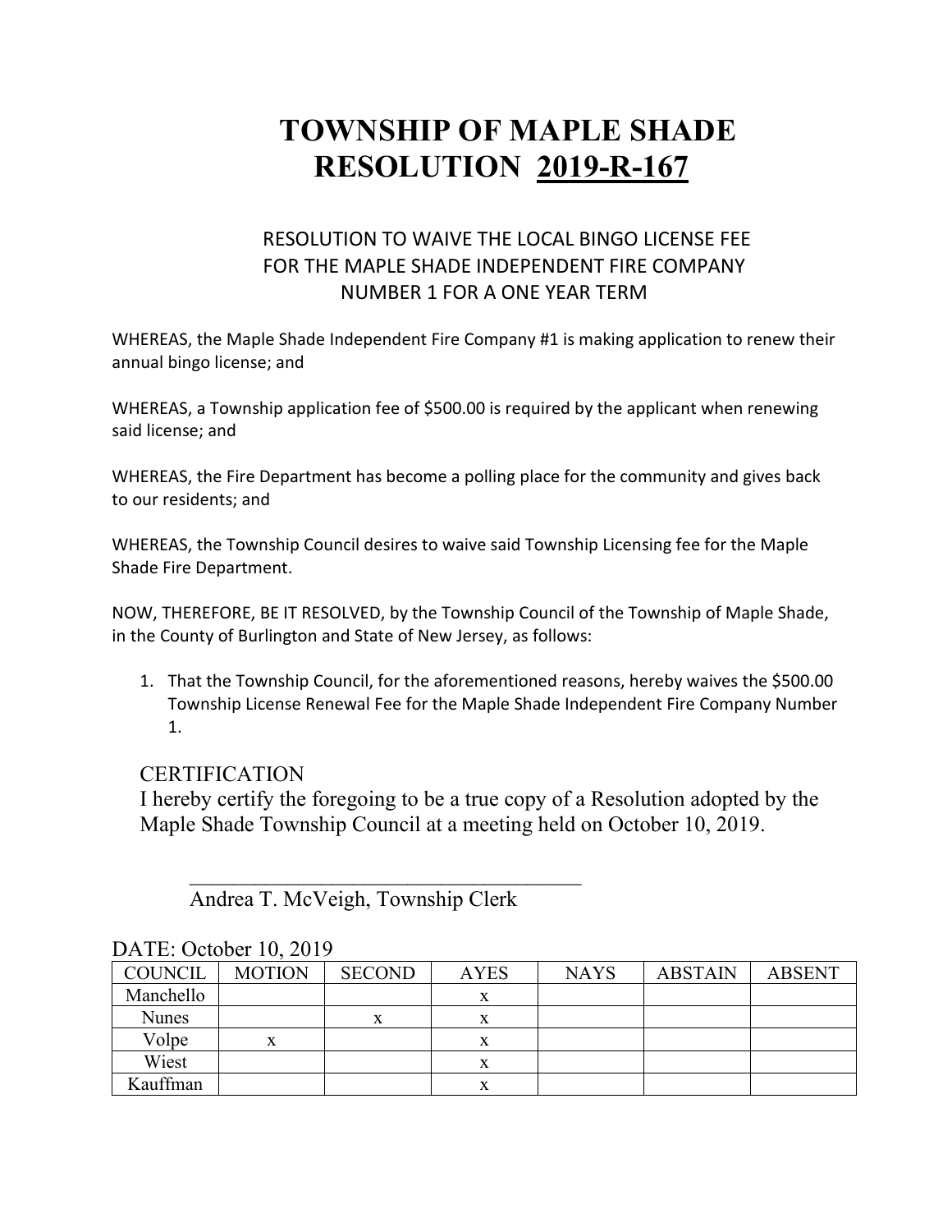# TOWNSHIP OF MAPLE SHADE
# RESOLUTION 2019-R-167

RESOLUTION TO WAIVE THE LOCAL BINGO LICENSE FEE FOR THE MAPLE SHADE INDEPENDENT FIRE COMPANY NUMBER 1 FOR A ONE YEAR TERM

WHEREAS, the Maple Shade Independent Fire Company #1 is making application to renew their annual bingo license; and

WHEREAS, a Township application fee of $500.00 is required by the applicant when renewing said license; and

WHEREAS, the Fire Department has become a polling place for the community and gives back to our residents; and

WHEREAS, the Township Council desires to waive said Township Licensing fee for the Maple Shade Fire Department.

NOW, THEREFORE, BE IT RESOLVED, by the Township Council of the Township of Maple Shade, in the County of Burlington and State of New Jersey, as follows:

1. That the Township Council, for the aforementioned reasons, hereby waives the $500.00 Township License Renewal Fee for the Maple Shade Independent Fire Company Number 1.

CERTIFICATION

I hereby certify the foregoing to be a true copy of a Resolution adopted by the Maple Shade Township Council at a meeting held on October 10, 2019.

\_\_\_\_\_\_\_\_\_\_\_\_\_\_\_\_\_\_\_\_\_\_\_\_\_\_\_\_\_\_\_\_\_\_\_\_\_\_

Andrea T. McVeigh, Township Clerk

DATE: October 10, 2019

| COUNCIL | MOTION | SECOND | AYES | NAYS | ABSTAIN | ABSENT |
|---|---|---|---|---|---|---|
| Manchello | | | x | | | |
| Nunes | | x | x | | | |
| Volpe | x | | x | | | |
| Wiest | | | x | | | |
| Kauffman | | | x | | | |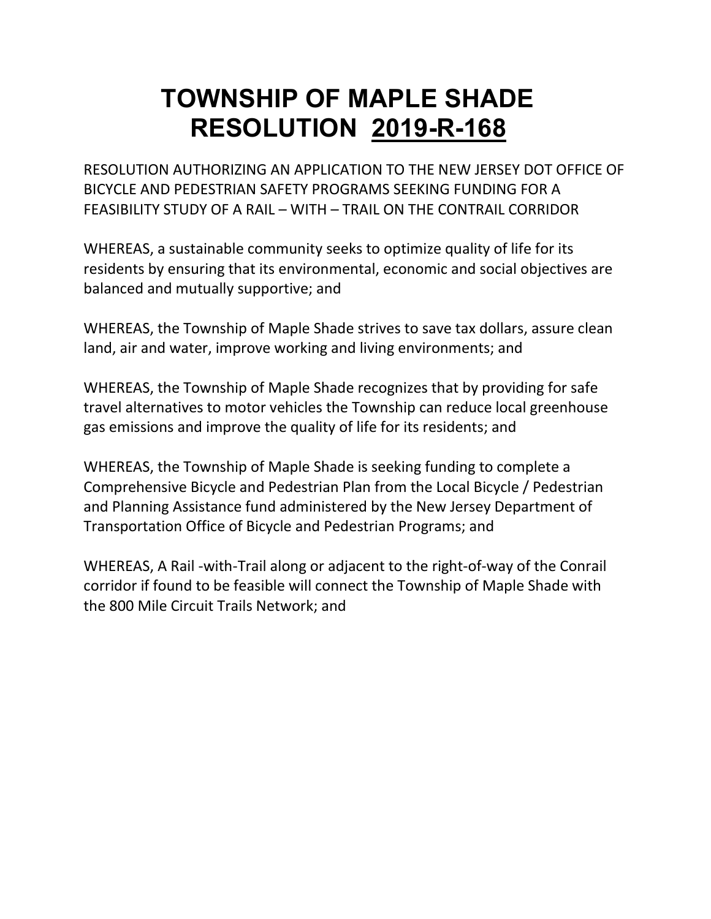# TOWNSHIP OF MAPLE SHADE
# RESOLUTION <u>2019-R-168</u>

RESOLUTION AUTHORIZING AN APPLICATION TO THE NEW JERSEY DOT OFFICE OF BICYCLE AND PEDESTRIAN SAFETY PROGRAMS SEEKING FUNDING FOR A FEASIBILITY STUDY OF A RAIL – WITH – TRAIL ON THE CONTRAIL CORRIDOR

WHEREAS, a sustainable community seeks to optimize quality of life for its residents by ensuring that its environmental, economic and social objectives are balanced and mutually supportive; and

WHEREAS, the Township of Maple Shade strives to save tax dollars, assure clean land, air and water, improve working and living environments; and

WHEREAS, the Township of Maple Shade recognizes that by providing for safe travel alternatives to motor vehicles the Township can reduce local greenhouse gas emissions and improve the quality of life for its residents; and

WHEREAS, the Township of Maple Shade is seeking funding to complete a Comprehensive Bicycle and Pedestrian Plan from the Local Bicycle / Pedestrian and Planning Assistance fund administered by the New Jersey Department of Transportation Office of Bicycle and Pedestrian Programs; and

WHEREAS, A Rail -with-Trail along or adjacent to the right-of-way of the Conrail corridor if found to be feasible will connect the Township of Maple Shade with the 800 Mile Circuit Trails Network; and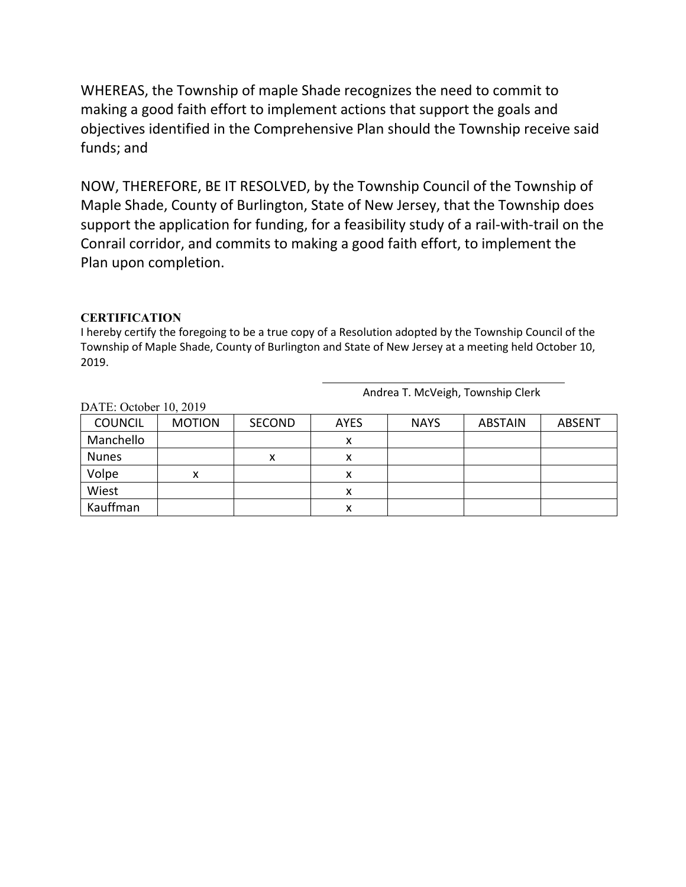WHEREAS, the Township of maple Shade recognizes the need to commit to making a good faith effort to implement actions that support the goals and objectives identified in the Comprehensive Plan should the Township receive said funds; and

NOW, THEREFORE, BE IT RESOLVED, by the Township Council of the Township of Maple Shade, County of Burlington, State of New Jersey, that the Township does support the application for funding, for a feasibility study of a rail-with-trail on the Conrail corridor, and commits to making a good faith effort, to implement the Plan upon completion.

**CERTIFICATION**

I hereby certify the foregoing to be a true copy of a Resolution adopted by the Township Council of the Township of Maple Shade, County of Burlington and State of New Jersey at a meeting held October 10, 2019.

Andrea T. McVeigh, Township Clerk

DATE: October 10, 2019

| COUNCIL | MOTION | SECOND | AYES | NAYS | ABSTAIN | ABSENT |
|---|---|---|---|---|---|---|
| Manchello | | | x | | | |
| Nunes | | x | x | | | |
| Volpe | x | | x | | | |
| Wiest | | | x | | | |
| Kauffman | | | x | | | |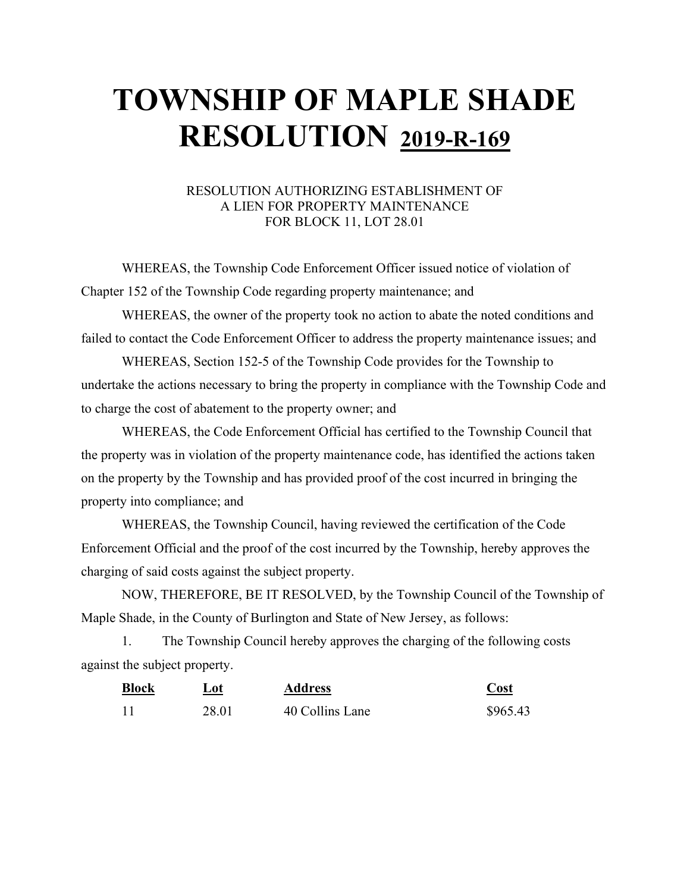# TOWNSHIP OF MAPLE SHADE RESOLUTION 2019-R-169

RESOLUTION AUTHORIZING ESTABLISHMENT OF
A LIEN FOR PROPERTY MAINTENANCE
FOR BLOCK 11, LOT 28.01

WHEREAS, the Township Code Enforcement Officer issued notice of violation of Chapter 152 of the Township Code regarding property maintenance; and

WHEREAS, the owner of the property took no action to abate the noted conditions and failed to contact the Code Enforcement Officer to address the property maintenance issues; and

WHEREAS, Section 152-5 of the Township Code provides for the Township to undertake the actions necessary to bring the property in compliance with the Township Code and to charge the cost of abatement to the property owner; and

WHEREAS, the Code Enforcement Official has certified to the Township Council that the property was in violation of the property maintenance code, has identified the actions taken on the property by the Township and has provided proof of the cost incurred in bringing the property into compliance; and

WHEREAS, the Township Council, having reviewed the certification of the Code Enforcement Official and the proof of the cost incurred by the Township, hereby approves the charging of said costs against the subject property.

NOW, THEREFORE, BE IT RESOLVED, by the Township Council of the Township of Maple Shade, in the County of Burlington and State of New Jersey, as follows:

1. The Township Council hereby approves the charging of the following costs against the subject property.

| Block | Lot | Address | Cost |
|---|---|---|---|
| 11 | 28.01 | 40 Collins Lane | $965.43 |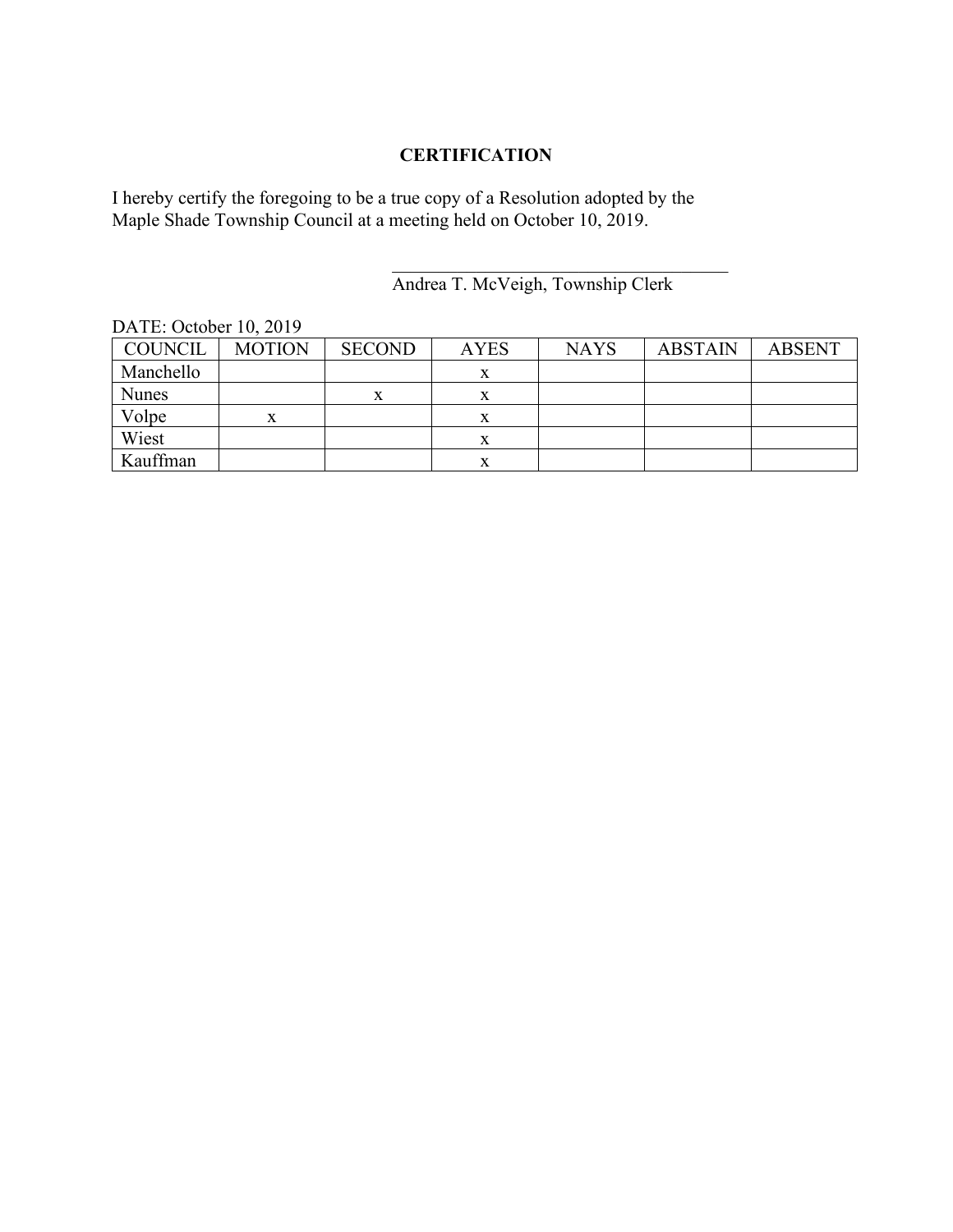**CERTIFICATION**

I hereby certify the foregoing to be a true copy of a Resolution adopted by the Maple Shade Township Council at a meeting held on October 10, 2019.

\_\_\_\_\_\_\_\_\_\_\_\_\_\_\_\_\_\_\_\_\_\_\_\_\_\_\_\_\_\_\_\_\_\_\_\_
Andrea T. McVeigh, Township Clerk

DATE: October 10, 2019

| COUNCIL | MOTION | SECOND | AYES | NAYS | ABSTAIN | ABSENT |
|---|---|---|---|---|---|---|
| Manchello | | | x | | | |
| Nunes | | x | x | | | |
| Volpe | x | | x | | | |
| Wiest | | | x | | | |
| Kauffman | | | x | | | |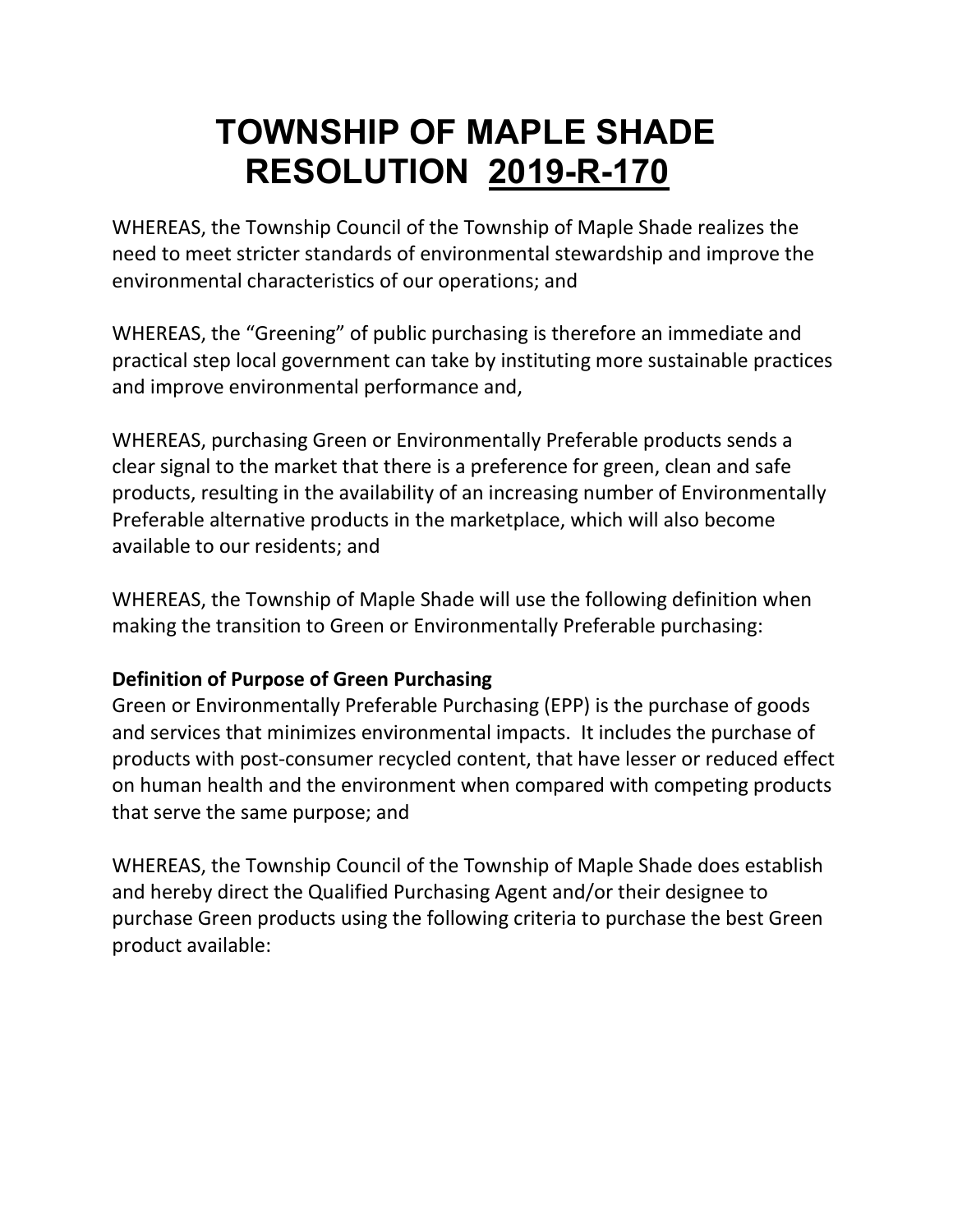# TOWNSHIP OF MAPLE SHADE RESOLUTION 2019-R-170

WHEREAS, the Township Council of the Township of Maple Shade realizes the need to meet stricter standards of environmental stewardship and improve the environmental characteristics of our operations; and

WHEREAS, the "Greening" of public purchasing is therefore an immediate and practical step local government can take by instituting more sustainable practices and improve environmental performance and,

WHEREAS, purchasing Green or Environmentally Preferable products sends a clear signal to the market that there is a preference for green, clean and safe products, resulting in the availability of an increasing number of Environmentally Preferable alternative products in the marketplace, which will also become available to our residents; and

WHEREAS, the Township of Maple Shade will use the following definition when making the transition to Green or Environmentally Preferable purchasing:

**Definition of Purpose of Green Purchasing**

Green or Environmentally Preferable Purchasing (EPP) is the purchase of goods and services that minimizes environmental impacts. It includes the purchase of products with post-consumer recycled content, that have lesser or reduced effect on human health and the environment when compared with competing products that serve the same purpose; and

WHEREAS, the Township Council of the Township of Maple Shade does establish and hereby direct the Qualified Purchasing Agent and/or their designee to purchase Green products using the following criteria to purchase the best Green product available: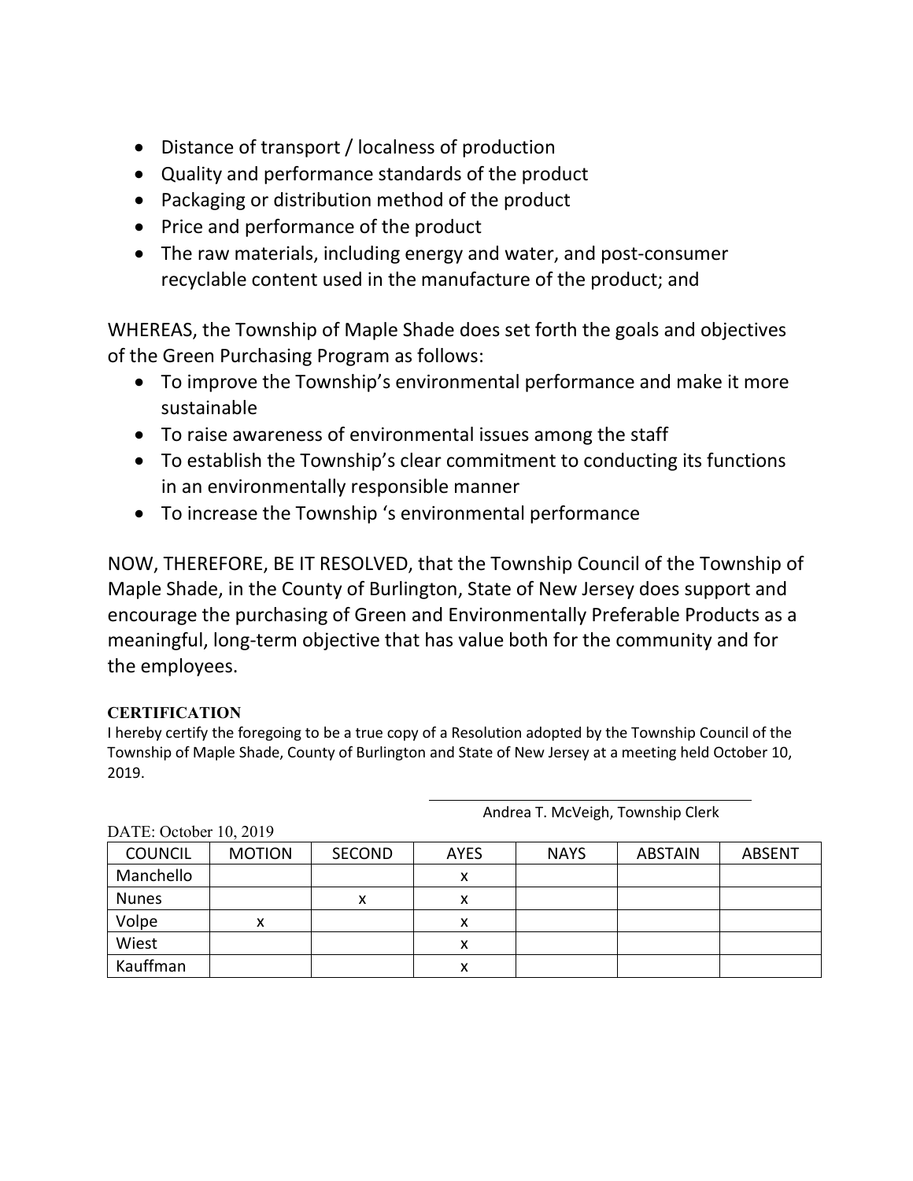- Distance of transport / localness of production
- Quality and performance standards of the product
- Packaging or distribution method of the product
- Price and performance of the product
- The raw materials, including energy and water, and post-consumer recyclable content used in the manufacture of the product; and

WHEREAS, the Township of Maple Shade does set forth the goals and objectives of the Green Purchasing Program as follows:

- To improve the Township's environmental performance and make it more sustainable
- To raise awareness of environmental issues among the staff
- To establish the Township's clear commitment to conducting its functions in an environmentally responsible manner
- To increase the Township 's environmental performance

NOW, THEREFORE, BE IT RESOLVED, that the Township Council of the Township of Maple Shade, in the County of Burlington, State of New Jersey does support and encourage the purchasing of Green and Environmentally Preferable Products as a meaningful, long-term objective that has value both for the community and for the employees.

**CERTIFICATION**

I hereby certify the foregoing to be a true copy of a Resolution adopted by the Township Council of the Township of Maple Shade, County of Burlington and State of New Jersey at a meeting held October 10, 2019.

Andrea T. McVeigh, Township Clerk

DATE: October 10, 2019

| COUNCIL | MOTION | SECOND | AYES | NAYS | ABSTAIN | ABSENT |
|---|---|---|---|---|---|---|
| Manchello | | | x | | | |
| Nunes | | x | x | | | |
| Volpe | x | | x | | | |
| Wiest | | | x | | | |
| Kauffman | | | x | | | |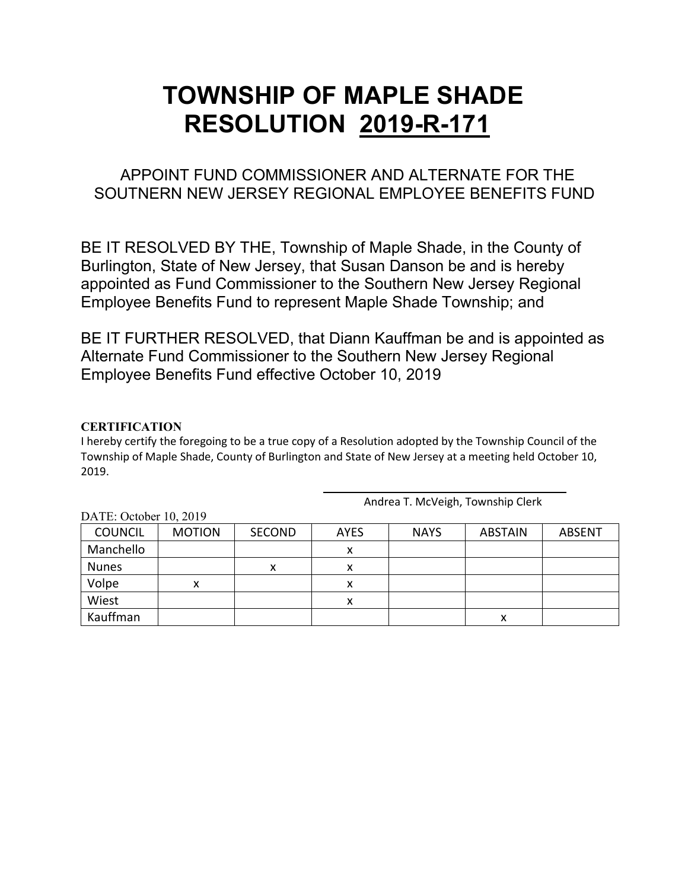# TOWNSHIP OF MAPLE SHADE
# RESOLUTION <u>2019-R-171</u>

APPOINT FUND COMMISSIONER AND ALTERNATE FOR THE SOUTNERN NEW JERSEY REGIONAL EMPLOYEE BENEFITS FUND

BE IT RESOLVED BY THE, Township of Maple Shade, in the County of Burlington, State of New Jersey, that Susan Danson be and is hereby appointed as Fund Commissioner to the Southern New Jersey Regional Employee Benefits Fund to represent Maple Shade Township; and

BE IT FURTHER RESOLVED, that Diann Kauffman be and is appointed as Alternate Fund Commissioner to the Southern New Jersey Regional Employee Benefits Fund effective October 10, 2019

**CERTIFICATION**

I hereby certify the foregoing to be a true copy of a Resolution adopted by the Township Council of the Township of Maple Shade, County of Burlington and State of New Jersey at a meeting held October 10, 2019.

Andrea T. McVeigh, Township Clerk

DATE: October 10, 2019

| COUNCIL | MOTION | SECOND | AYES | NAYS | ABSTAIN | ABSENT |
|---|---|---|---|---|---|---|
| Manchello | | | x | | | |
| Nunes | | x | x | | | |
| Volpe | x | | x | | | |
| Wiest | | | x | | | |
| Kauffman | | | | | x | |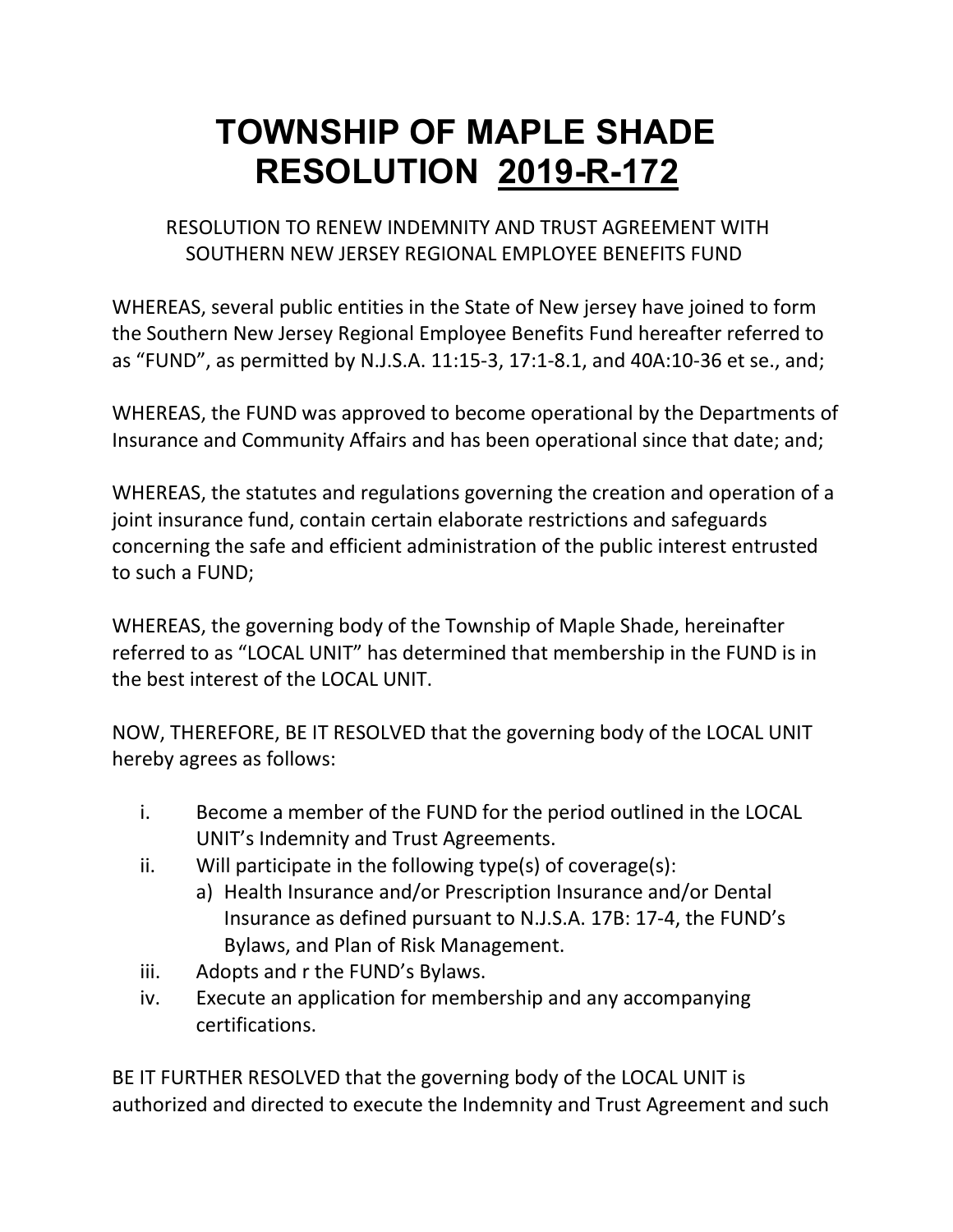# TOWNSHIP OF MAPLE SHADE
# RESOLUTION <u>2019-R-172</u>

RESOLUTION TO RENEW INDEMNITY AND TRUST AGREEMENT WITH SOUTHERN NEW JERSEY REGIONAL EMPLOYEE BENEFITS FUND

WHEREAS, several public entities in the State of New jersey have joined to form the Southern New Jersey Regional Employee Benefits Fund hereafter referred to as "FUND", as permitted by N.J.S.A. 11:15-3, 17:1-8.1, and 40A:10-36 et se., and;

WHEREAS, the FUND was approved to become operational by the Departments of Insurance and Community Affairs and has been operational since that date; and;

WHEREAS, the statutes and regulations governing the creation and operation of a joint insurance fund, contain certain elaborate restrictions and safeguards concerning the safe and efficient administration of the public interest entrusted to such a FUND;

WHEREAS, the governing body of the Township of Maple Shade, hereinafter referred to as "LOCAL UNIT" has determined that membership in the FUND is in the best interest of the LOCAL UNIT.

NOW, THEREFORE, BE IT RESOLVED that the governing body of the LOCAL UNIT hereby agrees as follows:

i. Become a member of the FUND for the period outlined in the LOCAL UNIT's Indemnity and Trust Agreements.
ii. Will participate in the following type(s) of coverage(s):
    a) Health Insurance and/or Prescription Insurance and/or Dental Insurance as defined pursuant to N.J.S.A. 17B: 17-4, the FUND's Bylaws, and Plan of Risk Management.
iii. Adopts and r the FUND's Bylaws.
iv. Execute an application for membership and any accompanying certifications.

BE IT FURTHER RESOLVED that the governing body of the LOCAL UNIT is authorized and directed to execute the Indemnity and Trust Agreement and such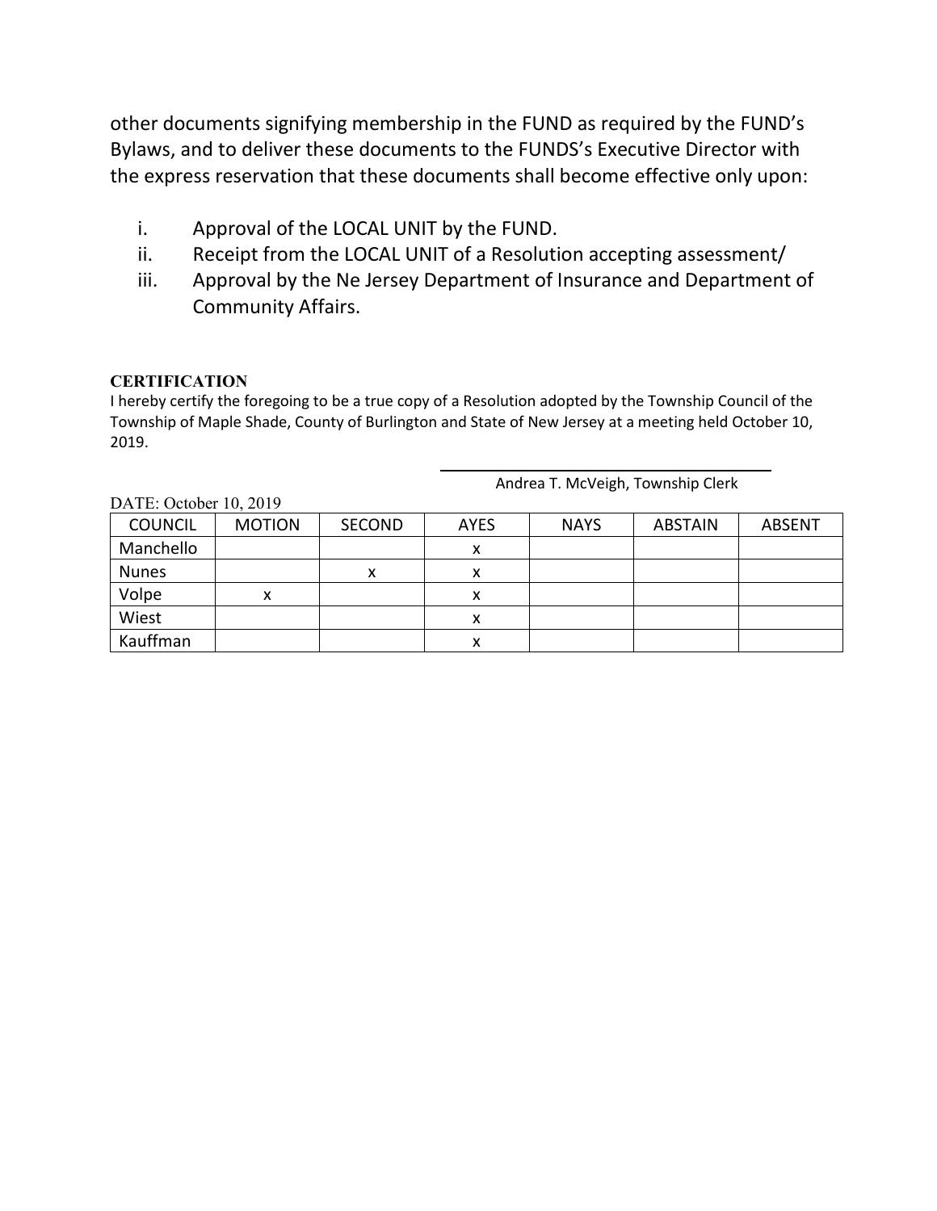other documents signifying membership in the FUND as required by the FUND's Bylaws, and to deliver these documents to the FUNDS's Executive Director with the express reservation that these documents shall become effective only upon:

i. Approval of the LOCAL UNIT by the FUND.
ii. Receipt from the LOCAL UNIT of a Resolution accepting assessment/
iii. Approval by the Ne Jersey Department of Insurance and Department of Community Affairs.

**CERTIFICATION**

I hereby certify the foregoing to be a true copy of a Resolution adopted by the Township Council of the Township of Maple Shade, County of Burlington and State of New Jersey at a meeting held October 10, 2019.

Andrea T. McVeigh, Township Clerk

DATE: October 10, 2019

| COUNCIL | MOTION | SECOND | AYES | NAYS | ABSTAIN | ABSENT |
|---|---|---|---|---|---|---|
| Manchello | | | x | | | |
| Nunes | | x | x | | | |
| Volpe | x | | x | | | |
| Wiest | | | x | | | |
| Kauffman | | | x | | | |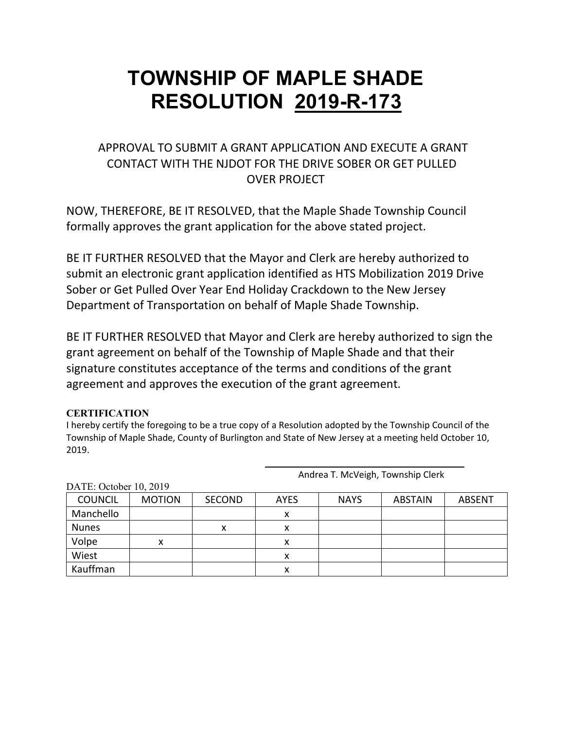# TOWNSHIP OF MAPLE SHADE RESOLUTION 2019-R-173

APPROVAL TO SUBMIT A GRANT APPLICATION AND EXECUTE A GRANT CONTACT WITH THE NJDOT FOR THE DRIVE SOBER OR GET PULLED OVER PROJECT

NOW, THEREFORE, BE IT RESOLVED, that the Maple Shade Township Council formally approves the grant application for the above stated project.

BE IT FURTHER RESOLVED that the Mayor and Clerk are hereby authorized to submit an electronic grant application identified as HTS Mobilization 2019 Drive Sober or Get Pulled Over Year End Holiday Crackdown to the New Jersey Department of Transportation on behalf of Maple Shade Township.

BE IT FURTHER RESOLVED that Mayor and Clerk are hereby authorized to sign the grant agreement on behalf of the Township of Maple Shade and that their signature constitutes acceptance of the terms and conditions of the grant agreement and approves the execution of the grant agreement.

**CERTIFICATION**

I hereby certify the foregoing to be a true copy of a Resolution adopted by the Township Council of the Township of Maple Shade, County of Burlington and State of New Jersey at a meeting held October 10, 2019.

Andrea T. McVeigh, Township Clerk

DATE: October 10, 2019

| COUNCIL | MOTION | SECOND | AYES | NAYS | ABSTAIN | ABSENT |
|---|---|---|---|---|---|---|
| Manchello | | | x | | | |
| Nunes | | x | x | | | |
| Volpe | x | | x | | | |
| Wiest | | | x | | | |
| Kauffman | | | x | | | |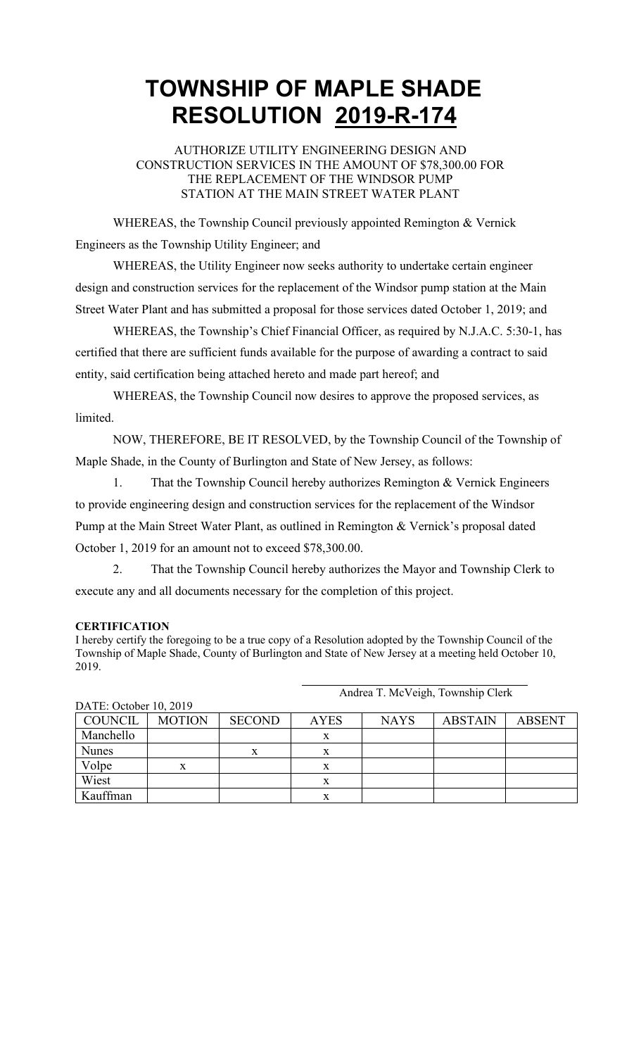# TOWNSHIP OF MAPLE SHADE
# RESOLUTION 2019-R-174

AUTHORIZE UTILITY ENGINEERING DESIGN AND CONSTRUCTION SERVICES IN THE AMOUNT OF $78,300.00 FOR THE REPLACEMENT OF THE WINDSOR PUMP STATION AT THE MAIN STREET WATER PLANT

WHEREAS, the Township Council previously appointed Remington & Vernick Engineers as the Township Utility Engineer; and

WHEREAS, the Utility Engineer now seeks authority to undertake certain engineer design and construction services for the replacement of the Windsor pump station at the Main Street Water Plant and has submitted a proposal for those services dated October 1, 2019; and

WHEREAS, the Township's Chief Financial Officer, as required by N.J.A.C. 5:30-1, has certified that there are sufficient funds available for the purpose of awarding a contract to said entity, said certification being attached hereto and made part hereof; and

WHEREAS, the Township Council now desires to approve the proposed services, as limited.

NOW, THEREFORE, BE IT RESOLVED, by the Township Council of the Township of Maple Shade, in the County of Burlington and State of New Jersey, as follows:

1. That the Township Council hereby authorizes Remington & Vernick Engineers to provide engineering design and construction services for the replacement of the Windsor Pump at the Main Street Water Plant, as outlined in Remington & Vernick's proposal dated October 1, 2019 for an amount not to exceed $78,300.00.

2. That the Township Council hereby authorizes the Mayor and Township Clerk to execute any and all documents necessary for the completion of this project.

**CERTIFICATION**

I hereby certify the foregoing to be a true copy of a Resolution adopted by the Township Council of the Township of Maple Shade, County of Burlington and State of New Jersey at a meeting held October 10, 2019.

Andrea T. McVeigh, Township Clerk

DATE: October 10, 2019

| COUNCIL | MOTION | SECOND | AYES | NAYS | ABSTAIN | ABSENT |
|---|---|---|---|---|---|---|
| Manchello | | | x | | | |
| Nunes | | x | x | | | |
| Volpe | x | | x | | | |
| Wiest | | | x | | | |
| Kauffman | | | x | | | |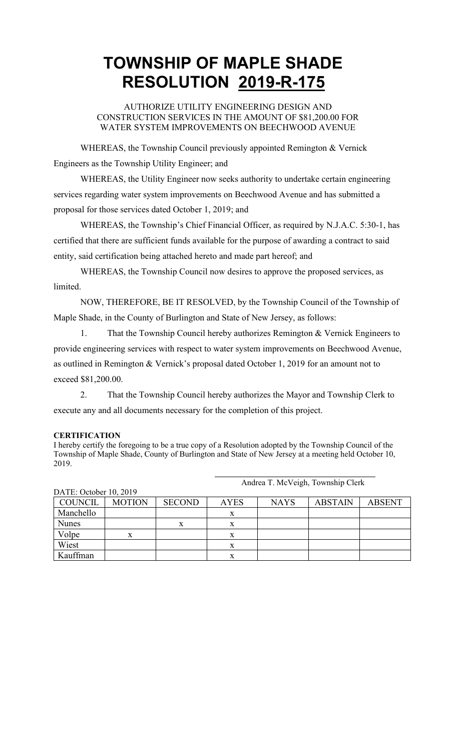# TOWNSHIP OF MAPLE SHADE
# RESOLUTION 2019-R-175

AUTHORIZE UTILITY ENGINEERING DESIGN AND CONSTRUCTION SERVICES IN THE AMOUNT OF $81,200.00 FOR WATER SYSTEM IMPROVEMENTS ON BEECHWOOD AVENUE

WHEREAS, the Township Council previously appointed Remington & Vernick Engineers as the Township Utility Engineer; and

WHEREAS, the Utility Engineer now seeks authority to undertake certain engineering services regarding water system improvements on Beechwood Avenue and has submitted a proposal for those services dated October 1, 2019; and

WHEREAS, the Township's Chief Financial Officer, as required by N.J.A.C. 5:30-1, has certified that there are sufficient funds available for the purpose of awarding a contract to said entity, said certification being attached hereto and made part hereof; and

WHEREAS, the Township Council now desires to approve the proposed services, as limited.

NOW, THEREFORE, BE IT RESOLVED, by the Township Council of the Township of Maple Shade, in the County of Burlington and State of New Jersey, as follows:

1. That the Township Council hereby authorizes Remington & Vernick Engineers to provide engineering services with respect to water system improvements on Beechwood Avenue, as outlined in Remington & Vernick's proposal dated October 1, 2019 for an amount not to exceed $81,200.00.

2. That the Township Council hereby authorizes the Mayor and Township Clerk to execute any and all documents necessary for the completion of this project.

**CERTIFICATION**

I hereby certify the foregoing to be a true copy of a Resolution adopted by the Township Council of the Township of Maple Shade, County of Burlington and State of New Jersey at a meeting held October 10, 2019.

Andrea T. McVeigh, Township Clerk

DATE: October 10, 2019

| COUNCIL | MOTION | SECOND | AYES | NAYS | ABSTAIN | ABSENT |
|---|---|---|---|---|---|---|
| Manchello | | | x | | | |
| Nunes | | x | x | | | |
| Volpe | x | | x | | | |
| Wiest | | | x | | | |
| Kauffman | | | x | | | |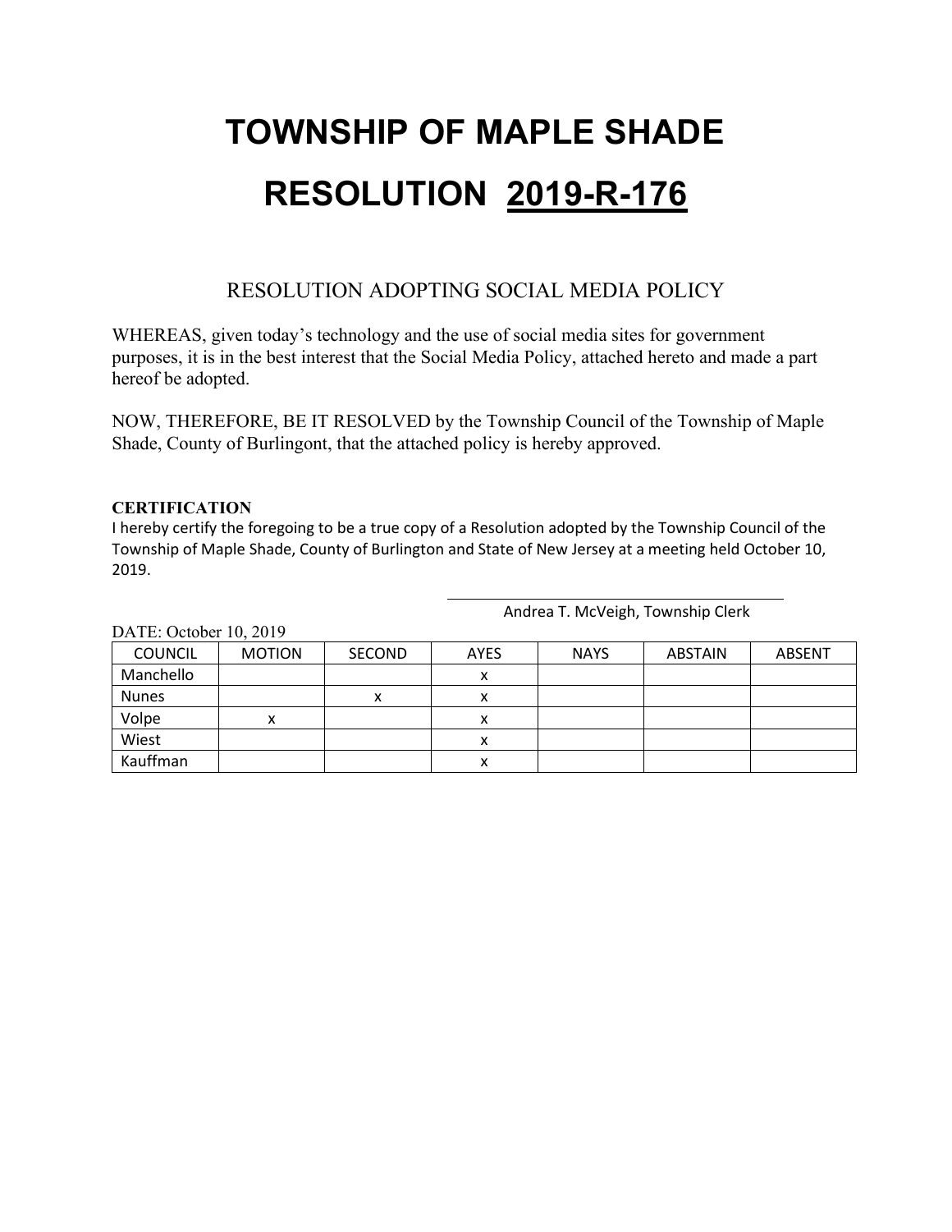# TOWNSHIP OF MAPLE SHADE

# RESOLUTION 2019-R-176

## RESOLUTION ADOPTING SOCIAL MEDIA POLICY

WHEREAS, given today's technology and the use of social media sites for government purposes, it is in the best interest that the Social Media Policy, attached hereto and made a part hereof be adopted.

NOW, THEREFORE, BE IT RESOLVED by the Township Council of the Township of Maple Shade, County of Burlingont, that the attached policy is hereby approved.

**CERTIFICATION**

I hereby certify the foregoing to be a true copy of a Resolution adopted by the Township Council of the Township of Maple Shade, County of Burlington and State of New Jersey at a meeting held October 10, 2019.

Andrea T. McVeigh, Township Clerk

DATE: October 10, 2019

| COUNCIL | MOTION | SECOND | AYES | NAYS | ABSTAIN | ABSENT |
|---|---|---|---|---|---|---|
| Manchello | | | x | | | |
| Nunes | | x | x | | | |
| Volpe | x | | x | | | |
| Wiest | | | x | | | |
| Kauffman | | | x | | | |